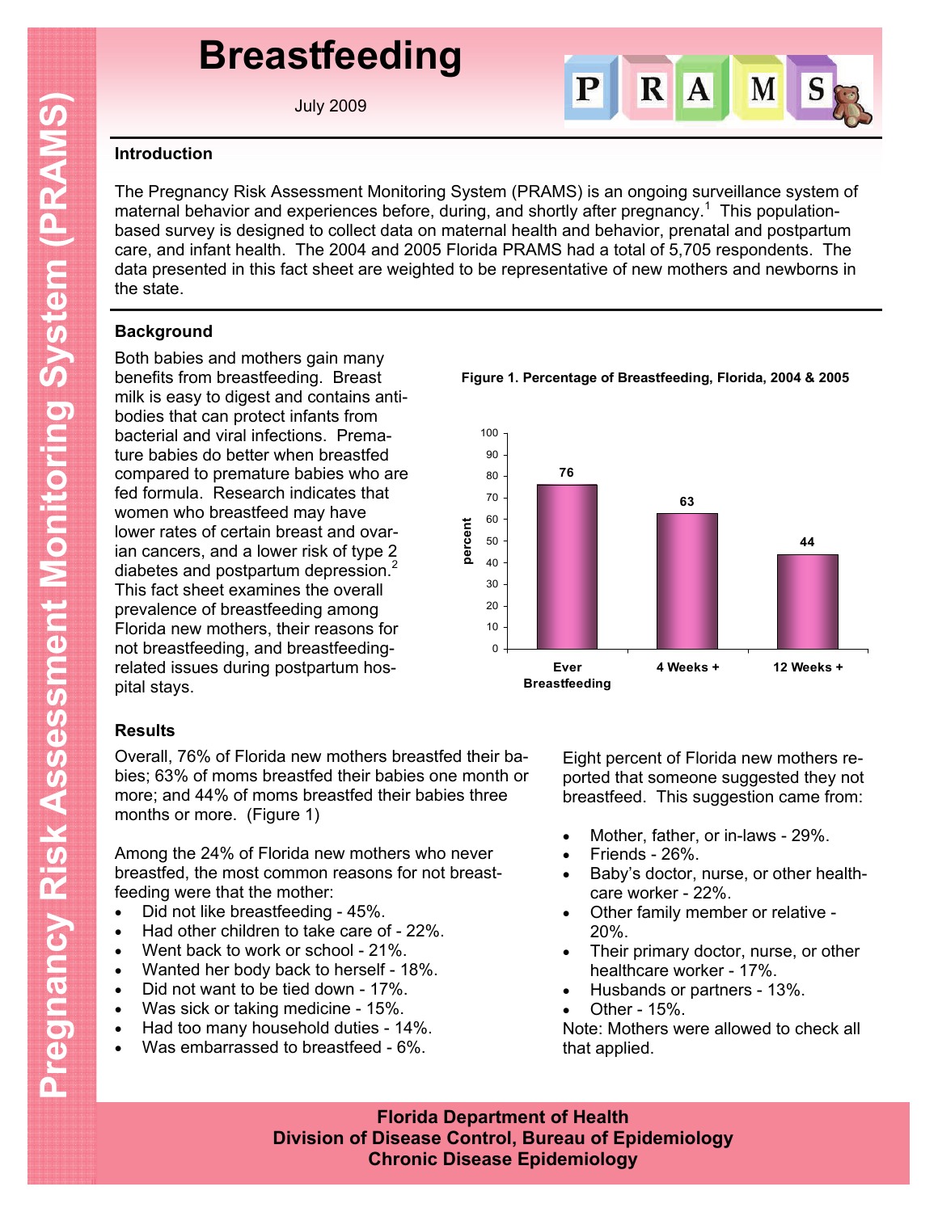# Breastfeeding

July 2009

### Introduction

The Pregnancy Risk Assessment Monitoring System (PRAMS) is an ongoing surveillance system of maternal behavior and experiences before, during, and shortly after pregnancy.[1] This population-based survey is designed to collect data on maternal health and behavior, prenatal and postpartum care, and infant health. The 2004 and 2005 Florida PRAMS had a total of 5,705 respondents. The data presented in this fact sheet are weighted to be representative of new mothers and newborns in the state.

### Background

Both babies and mothers gain many benefits from breastfeeding. Breast milk is easy to digest and contains antibodies that can protect infants from bacterial and viral infections. Premature babies do better when breastfed compared to premature babies who are fed formula. Research indicates that women who breastfeed may have lower rates of certain breast and ovarian cancers, and a lower risk of type 2 diabetes and postpartum depression.[2] This fact sheet examines the overall prevalence of breastfeeding among Florida new mothers, their reasons for not breastfeeding, and breastfeeding-related issues during postpartum hospital stays.

**Figure 1. Percentage of Breastfeeding, Florida, 2004 & 2005**

| | percent |
|---|---|
| Ever Breastfeeding | 76 |
| 4 Weeks + | 63 |
| 12 Weeks + | 44 |

### Results

Overall, 76% of Florida new mothers breastfed their babies; 63% of moms breastfed their babies one month or more; and 44% of moms breastfed their babies three months or more. (Figure 1)

Among the 24% of Florida new mothers who never breastfed, the most common reasons for not breastfeeding were that the mother:

- Did not like breastfeeding - 45%.
- Had other children to take care of - 22%.
- Went back to work or school - 21%.
- Wanted her body back to herself - 18%.
- Did not want to be tied down - 17%.
- Was sick or taking medicine - 15%.
- Had too many household duties - 14%.
- Was embarrassed to breastfeed - 6%.

Eight percent of Florida new mothers reported that someone suggested they not breastfeed. This suggestion came from:

- Mother, father, or in-laws - 29%.
- Friends - 26%.
- Baby's doctor, nurse, or other healthcare worker - 22%.
- Other family member or relative - 20%.
- Their primary doctor, nurse, or other healthcare worker - 17%.
- Husbands or partners - 13%.
- Other - 15%.

Note: Mothers were allowed to check all that applied.

**Florida Department of Health**
**Division of Disease Control, Bureau of Epidemiology**
**Chronic Disease Epidemiology**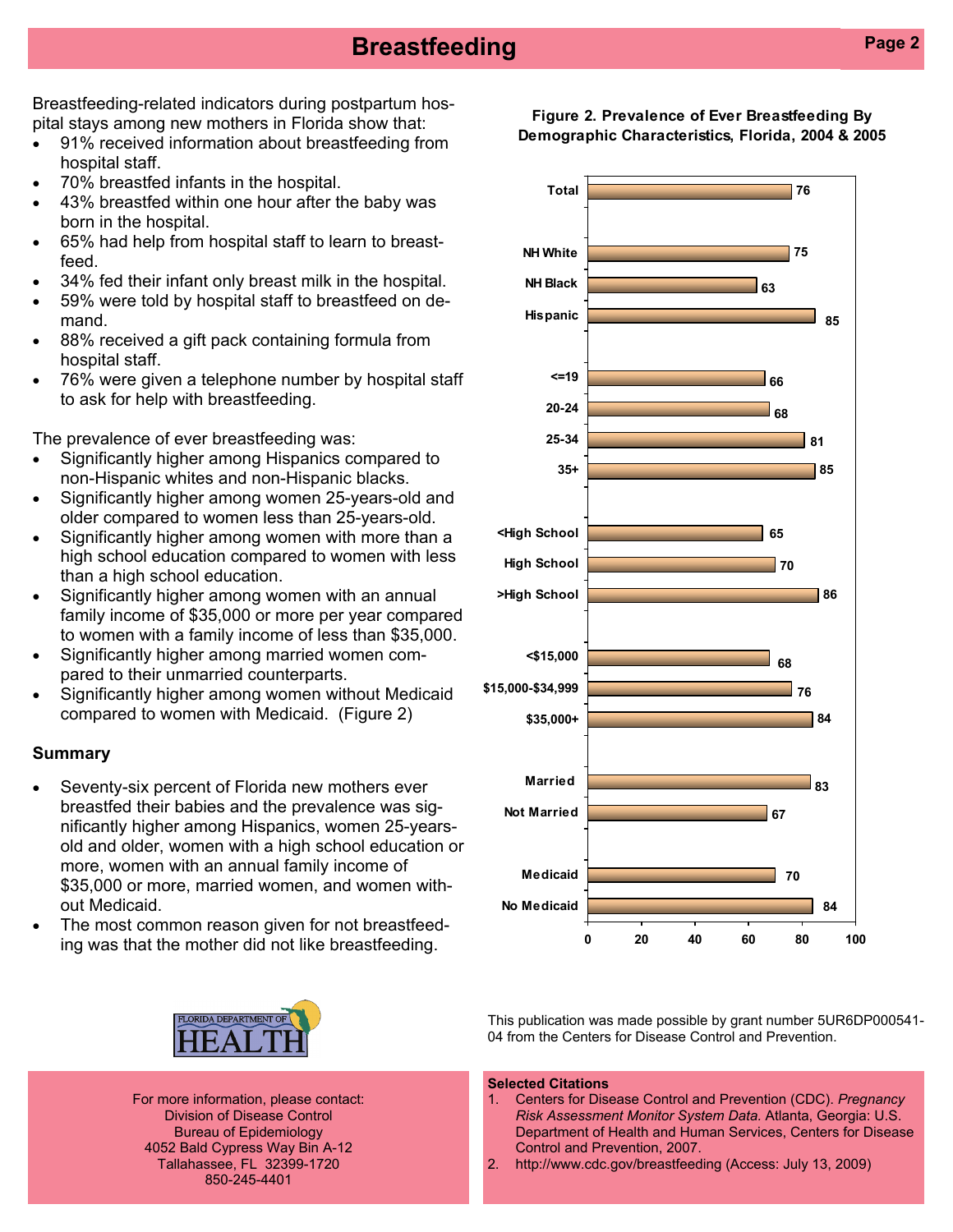# Breastfeeding

Breastfeeding-related indicators during postpartum hospital stays among new mothers in Florida show that:

- 91% received information about breastfeeding from hospital staff.
- 70% breastfed infants in the hospital.
- 43% breastfed within one hour after the baby was born in the hospital.
- 65% had help from hospital staff to learn to breastfeed.
- 34% fed their infant only breast milk in the hospital.
- 59% were told by hospital staff to breastfeed on demand.
- 88% received a gift pack containing formula from hospital staff.
- 76% were given a telephone number by hospital staff to ask for help with breastfeeding.

The prevalence of ever breastfeeding was:

- Significantly higher among Hispanics compared to non-Hispanic whites and non-Hispanic blacks.
- Significantly higher among women 25-years-old and older compared to women less than 25-years-old.
- Significantly higher among women with more than a high school education compared to women with less than a high school education.
- Significantly higher among women with an annual family income of $35,000 or more per year compared to women with a family income of less than $35,000.
- Significantly higher among married women compared to their unmarried counterparts.
- Significantly higher among women without Medicaid compared to women with Medicaid. (Figure 2)

**Figure 2. Prevalence of Ever Breastfeeding By Demographic Characteristics, Florida, 2004 & 2005**

Total 76
NH White 75
NH Black 63
Hispanic 85
<=19 66
20-24 68
25-34 81
35+ 85
<High School 65
High School 70
>High School 86
<$15,000 68
$15,000-$34,999 76
$35,000+ 84
Married 83
Not Married 67
Medicaid 70
No Medicaid 84

0 20 40 60 80 100

## Summary

- Seventy-six percent of Florida new mothers ever breastfed their babies and the prevalence was significantly higher among Hispanics, women 25-years-old and older, women with a high school education or more, women with an annual family income of $35,000 or more, married women, and women without Medicaid.
- The most common reason given for not breastfeeding was that the mother did not like breastfeeding.

FLORIDA DEPARTMENT OF HEALTH

This publication was made possible by grant number 5UR6DP000541-04 from the Centers for Disease Control and Prevention.

For more information, please contact:
Division of Disease Control
Bureau of Epidemiology
4052 Bald Cypress Way Bin A-12
Tallahassee, FL 32399-1720
850-245-4401

**Selected Citations**

1. Centers for Disease Control and Prevention (CDC). *Pregnancy Risk Assessment Monitor System Data.* Atlanta, Georgia: U.S. Department of Health and Human Services, Centers for Disease Control and Prevention, 2007.
2. http://www.cdc.gov/breastfeeding (Access: July 13, 2009)